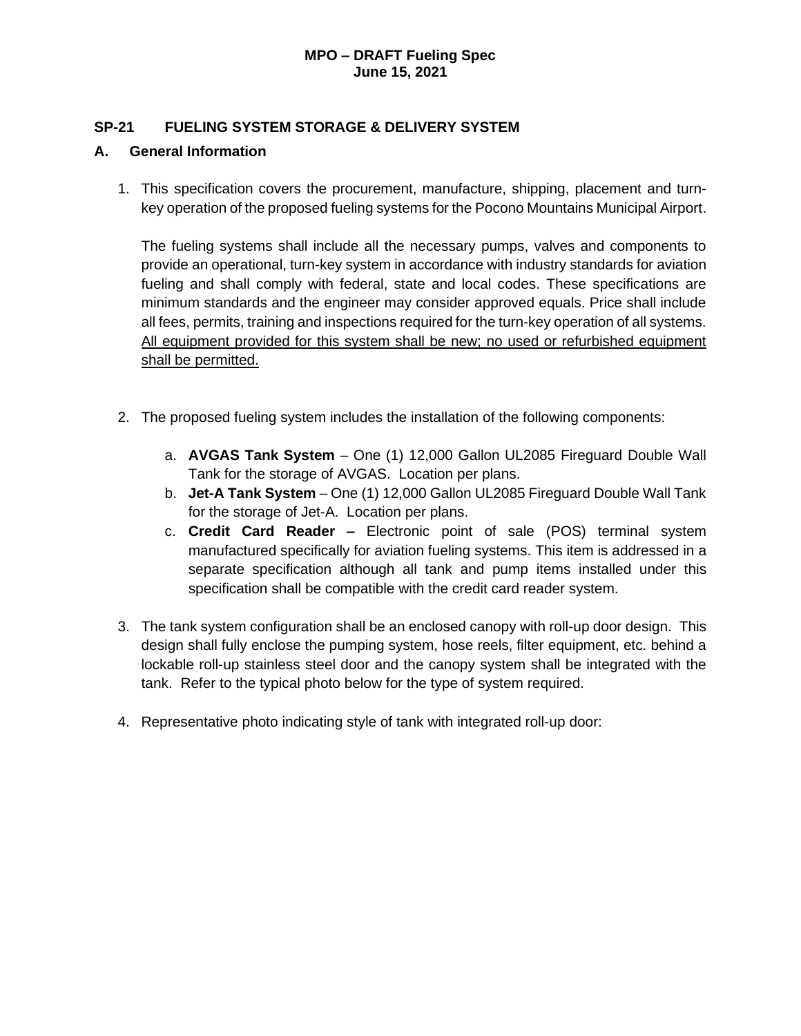**MPO – DRAFT Fueling Spec**
**June 15, 2021**

## SP-21 FUELING SYSTEM STORAGE & DELIVERY SYSTEM

### A. General Information

1. This specification covers the procurement, manufacture, shipping, placement and turn-key operation of the proposed fueling systems for the Pocono Mountains Municipal Airport.

   The fueling systems shall include all the necessary pumps, valves and components to provide an operational, turn-key system in accordance with industry standards for aviation fueling and shall comply with federal, state and local codes. These specifications are minimum standards and the engineer may consider approved equals. Price shall include all fees, permits, training and inspections required for the turn-key operation of all systems. <u>All equipment provided for this system shall be new; no used or refurbished equipment shall be permitted.</u>

2. The proposed fueling system includes the installation of the following components:

   a. **AVGAS Tank System** – One (1) 12,000 Gallon UL2085 Fireguard Double Wall Tank for the storage of AVGAS. Location per plans.
   b. **Jet-A Tank System** – One (1) 12,000 Gallon UL2085 Fireguard Double Wall Tank for the storage of Jet-A. Location per plans.
   c. **Credit Card Reader –** Electronic point of sale (POS) terminal system manufactured specifically for aviation fueling systems. This item is addressed in a separate specification although all tank and pump items installed under this specification shall be compatible with the credit card reader system.

3. The tank system configuration shall be an enclosed canopy with roll-up door design. This design shall fully enclose the pumping system, hose reels, filter equipment, etc. behind a lockable roll-up stainless steel door and the canopy system shall be integrated with the tank. Refer to the typical photo below for the type of system required.

4. Representative photo indicating style of tank with integrated roll-up door: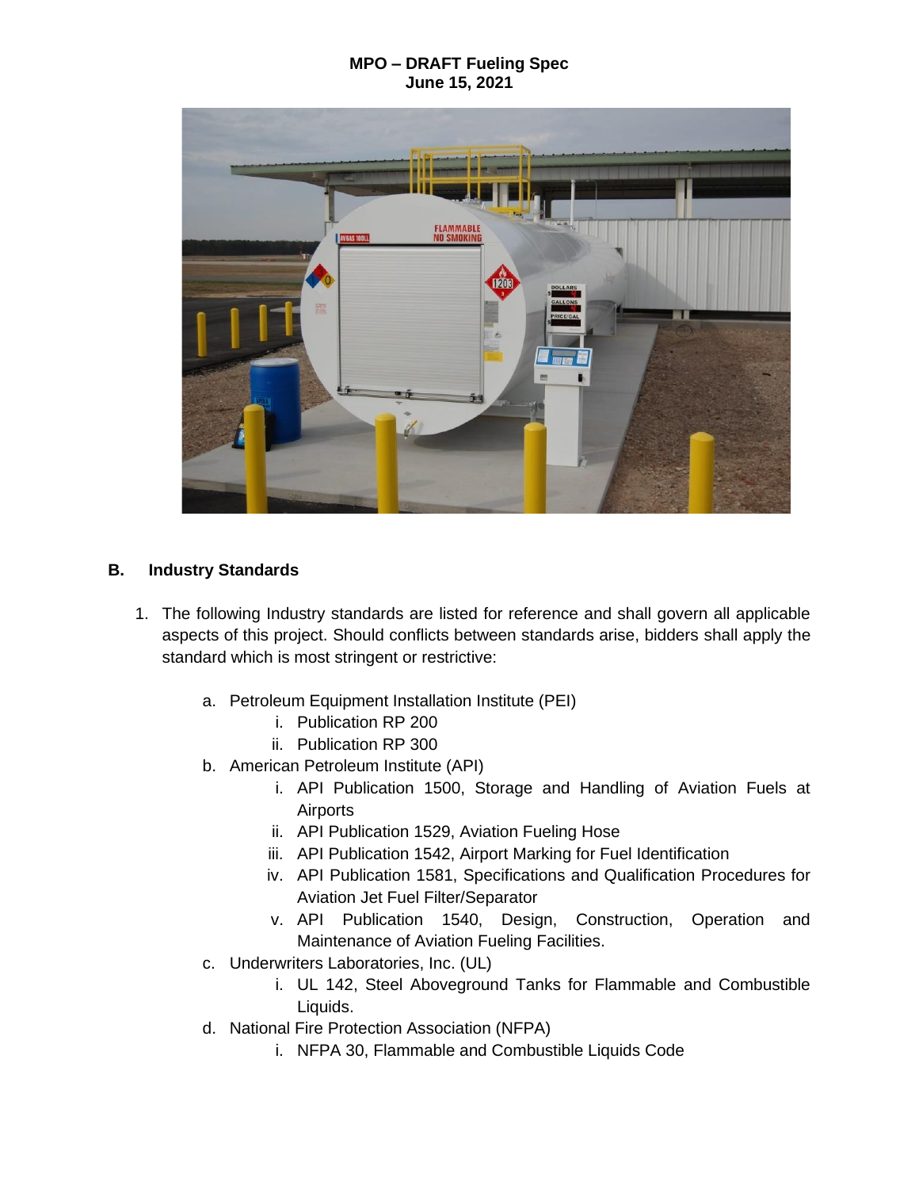## B. Industry Standards

1. The following Industry standards are listed for reference and shall govern all applicable aspects of this project. Should conflicts between standards arise, bidders shall apply the standard which is most stringent or restrictive:

    a. Petroleum Equipment Installation Institute (PEI)
        i. Publication RP 200
        ii. Publication RP 300

    b. American Petroleum Institute (API)
        i. API Publication 1500, Storage and Handling of Aviation Fuels at Airports
        ii. API Publication 1529, Aviation Fueling Hose
        iii. API Publication 1542, Airport Marking for Fuel Identification
        iv. API Publication 1581, Specifications and Qualification Procedures for Aviation Jet Fuel Filter/Separator
        v. API Publication 1540, Design, Construction, Operation and Maintenance of Aviation Fueling Facilities.

    c. Underwriters Laboratories, Inc. (UL)
        i. UL 142, Steel Aboveground Tanks for Flammable and Combustible Liquids.

    d. National Fire Protection Association (NFPA)
        i. NFPA 30, Flammable and Combustible Liquids Code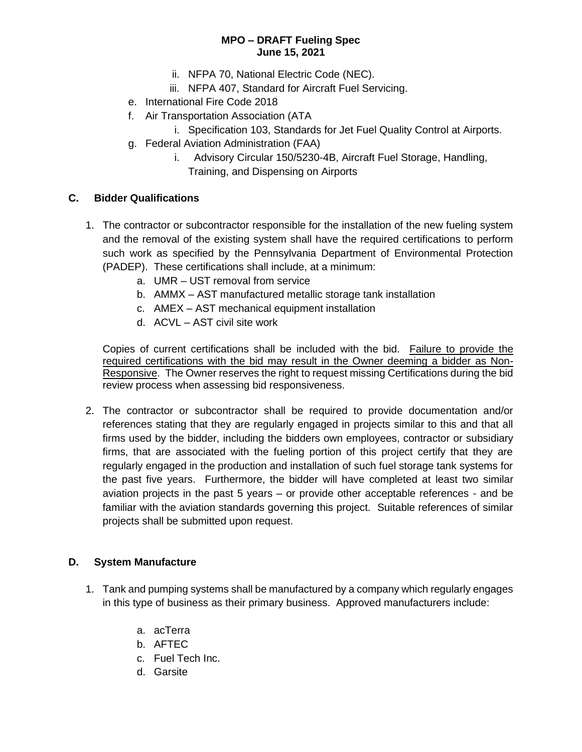- ii. NFPA 70, National Electric Code (NEC).
   - iii. NFPA 407, Standard for Aircraft Fuel Servicing.

e. International Fire Code 2018

f. Air Transportation Association (ATA
   - i. Specification 103, Standards for Jet Fuel Quality Control at Airports.

g. Federal Aviation Administration (FAA)
   - i. Advisory Circular 150/5230-4B, Aircraft Fuel Storage, Handling, Training, and Dispensing on Airports

## C. Bidder Qualifications

1. The contractor or subcontractor responsible for the installation of the new fueling system and the removal of the existing system shall have the required certifications to perform such work as specified by the Pennsylvania Department of Environmental Protection (PADEP). These certifications shall include, at a minimum:
   a. UMR – UST removal from service
   b. AMMX – AST manufactured metallic storage tank installation
   c. AMEX – AST mechanical equipment installation
   d. ACVL – AST civil site work

   Copies of current certifications shall be included with the bid. <u>Failure to provide the required certifications with the bid may result in the Owner deeming a bidder as Non-Responsive</u>. The Owner reserves the right to request missing Certifications during the bid review process when assessing bid responsiveness.

2. The contractor or subcontractor shall be required to provide documentation and/or references stating that they are regularly engaged in projects similar to this and that all firms used by the bidder, including the bidders own employees, contractor or subsidiary firms, that are associated with the fueling portion of this project certify that they are regularly engaged in the production and installation of such fuel storage tank systems for the past five years. Furthermore, the bidder will have completed at least two similar aviation projects in the past 5 years – or provide other acceptable references - and be familiar with the aviation standards governing this project. Suitable references of similar projects shall be submitted upon request.

## D. System Manufacture

1. Tank and pumping systems shall be manufactured by a company which regularly engages in this type of business as their primary business. Approved manufacturers include:

   a. acTerra
   b. AFTEC
   c. Fuel Tech Inc.
   d. Garsite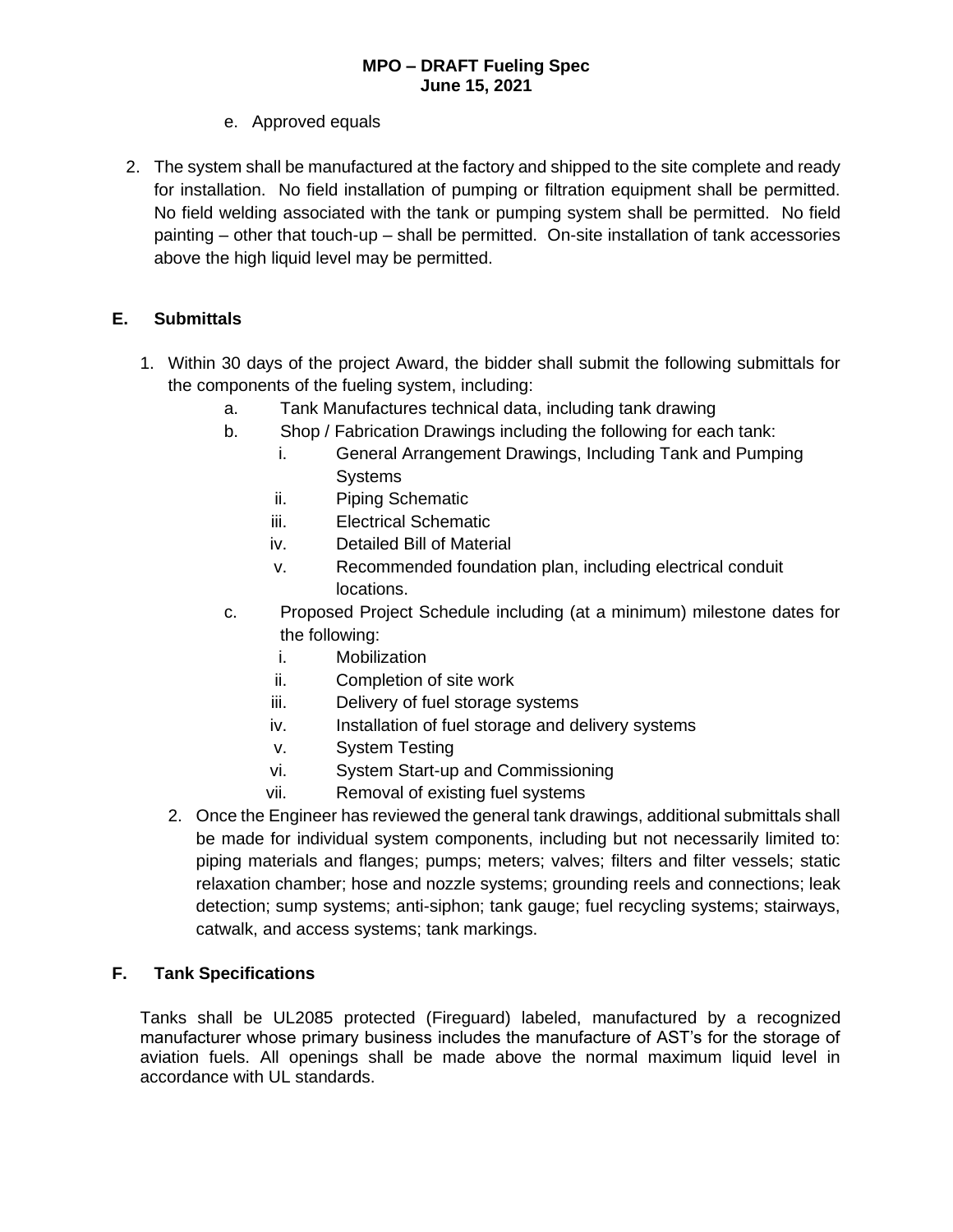e. Approved equals

2. The system shall be manufactured at the factory and shipped to the site complete and ready for installation. No field installation of pumping or filtration equipment shall be permitted. No field welding associated with the tank or pumping system shall be permitted. No field painting – other that touch-up – shall be permitted. On-site installation of tank accessories above the high liquid level may be permitted.

## E. Submittals

1. Within 30 days of the project Award, the bidder shall submit the following submittals for the components of the fueling system, including:
   a. Tank Manufactures technical data, including tank drawing
   b. Shop / Fabrication Drawings including the following for each tank:
      i. General Arrangement Drawings, Including Tank and Pumping Systems
      ii. Piping Schematic
      iii. Electrical Schematic
      iv. Detailed Bill of Material
      v. Recommended foundation plan, including electrical conduit locations.
   c. Proposed Project Schedule including (at a minimum) milestone dates for the following:
      i. Mobilization
      ii. Completion of site work
      iii. Delivery of fuel storage systems
      iv. Installation of fuel storage and delivery systems
      v. System Testing
      vi. System Start-up and Commissioning
      vii. Removal of existing fuel systems
2. Once the Engineer has reviewed the general tank drawings, additional submittals shall be made for individual system components, including but not necessarily limited to: piping materials and flanges; pumps; meters; valves; filters and filter vessels; static relaxation chamber; hose and nozzle systems; grounding reels and connections; leak detection; sump systems; anti-siphon; tank gauge; fuel recycling systems; stairways, catwalk, and access systems; tank markings.

## F. Tank Specifications

Tanks shall be UL2085 protected (Fireguard) labeled, manufactured by a recognized manufacturer whose primary business includes the manufacture of AST's for the storage of aviation fuels. All openings shall be made above the normal maximum liquid level in accordance with UL standards.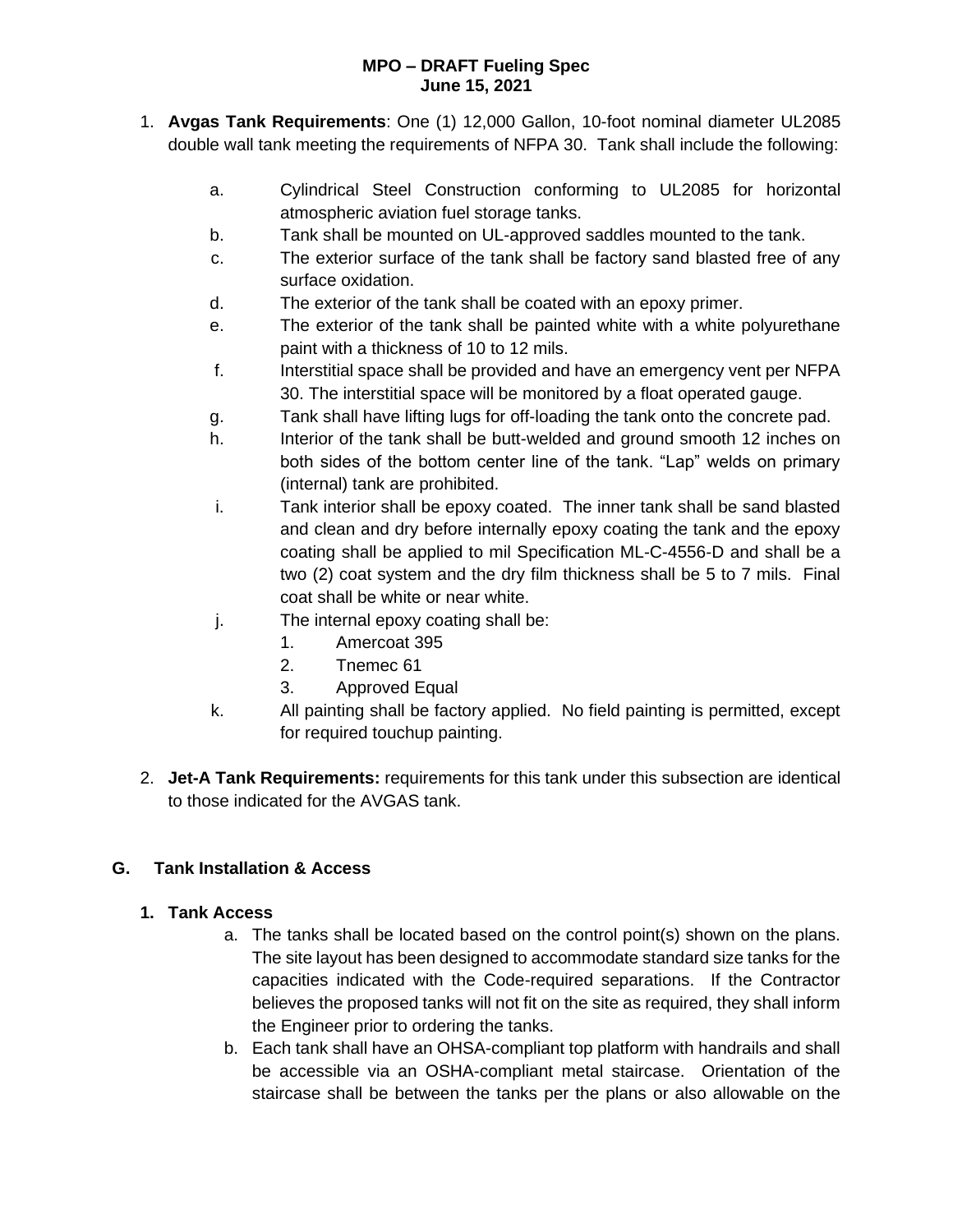1. **Avgas Tank Requirements**: One (1) 12,000 Gallon, 10-foot nominal diameter UL2085 double wall tank meeting the requirements of NFPA 30. Tank shall include the following:

   a. Cylindrical Steel Construction conforming to UL2085 for horizontal atmospheric aviation fuel storage tanks.
   b. Tank shall be mounted on UL-approved saddles mounted to the tank.
   c. The exterior surface of the tank shall be factory sand blasted free of any surface oxidation.
   d. The exterior of the tank shall be coated with an epoxy primer.
   e. The exterior of the tank shall be painted white with a white polyurethane paint with a thickness of 10 to 12 mils.
   f. Interstitial space shall be provided and have an emergency vent per NFPA 30. The interstitial space will be monitored by a float operated gauge.
   g. Tank shall have lifting lugs for off-loading the tank onto the concrete pad.
   h. Interior of the tank shall be butt-welded and ground smooth 12 inches on both sides of the bottom center line of the tank. "Lap" welds on primary (internal) tank are prohibited.
   i. Tank interior shall be epoxy coated. The inner tank shall be sand blasted and clean and dry before internally epoxy coating the tank and the epoxy coating shall be applied to mil Specification ML-C-4556-D and shall be a two (2) coat system and the dry film thickness shall be 5 to 7 mils. Final coat shall be white or near white.
   j. The internal epoxy coating shall be:
      1. Amercoat 395
      2. Tnemec 61
      3. Approved Equal
   k. All painting shall be factory applied. No field painting is permitted, except for required touchup painting.

2. **Jet-A Tank Requirements:** requirements for this tank under this subsection are identical to those indicated for the AVGAS tank.

## G. Tank Installation & Access

### 1. Tank Access

a. The tanks shall be located based on the control point(s) shown on the plans. The site layout has been designed to accommodate standard size tanks for the capacities indicated with the Code-required separations. If the Contractor believes the proposed tanks will not fit on the site as required, they shall inform the Engineer prior to ordering the tanks.

b. Each tank shall have an OHSA-compliant top platform with handrails and shall be accessible via an OSHA-compliant metal staircase. Orientation of the staircase shall be between the tanks per the plans or also allowable on the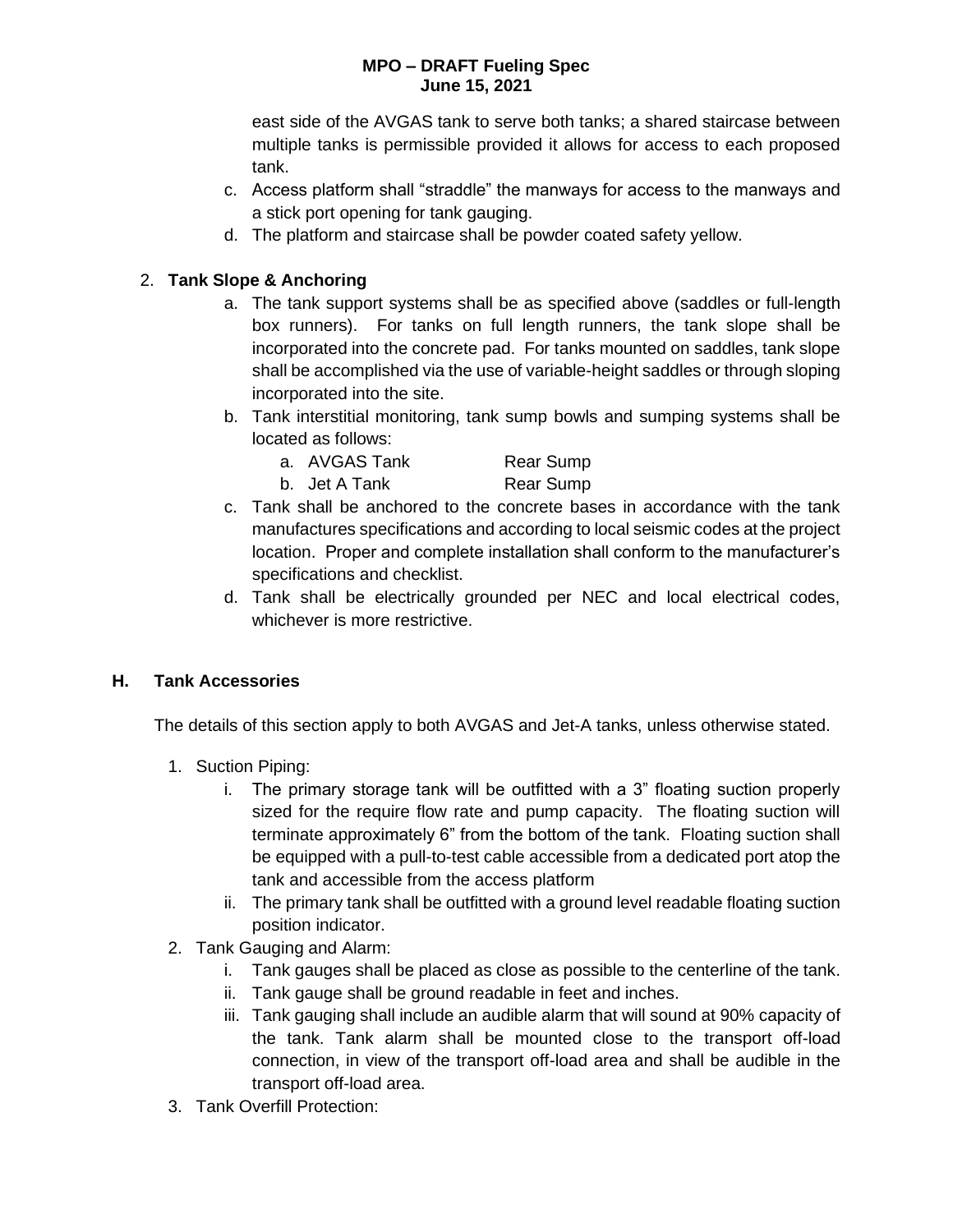east side of the AVGAS tank to serve both tanks; a shared staircase between multiple tanks is permissible provided it allows for access to each proposed tank.

c. Access platform shall “straddle” the manways for access to the manways and a stick port opening for tank gauging.

d. The platform and staircase shall be powder coated safety yellow.

2. **Tank Slope & Anchoring**
   a. The tank support systems shall be as specified above (saddles or full-length box runners). For tanks on full length runners, the tank slope shall be incorporated into the concrete pad. For tanks mounted on saddles, tank slope shall be accomplished via the use of variable-height saddles or through sloping incorporated into the site.
   b. Tank interstitial monitoring, tank sump bowls and sumping systems shall be located as follows:
      a. AVGAS Tank — Rear Sump
      b. Jet A Tank — Rear Sump
   c. Tank shall be anchored to the concrete bases in accordance with the tank manufactures specifications and according to local seismic codes at the project location. Proper and complete installation shall conform to the manufacturer’s specifications and checklist.
   d. Tank shall be electrically grounded per NEC and local electrical codes, whichever is more restrictive.

## H. Tank Accessories

The details of this section apply to both AVGAS and Jet-A tanks, unless otherwise stated.

1. Suction Piping:
   i. The primary storage tank will be outfitted with a 3” floating suction properly sized for the require flow rate and pump capacity. The floating suction will terminate approximately 6” from the bottom of the tank. Floating suction shall be equipped with a pull-to-test cable accessible from a dedicated port atop the tank and accessible from the access platform
   ii. The primary tank shall be outfitted with a ground level readable floating suction position indicator.
2. Tank Gauging and Alarm:
   i. Tank gauges shall be placed as close as possible to the centerline of the tank.
   ii. Tank gauge shall be ground readable in feet and inches.
   iii. Tank gauging shall include an audible alarm that will sound at 90% capacity of the tank. Tank alarm shall be mounted close to the transport off-load connection, in view of the transport off-load area and shall be audible in the transport off-load area.
3. Tank Overfill Protection: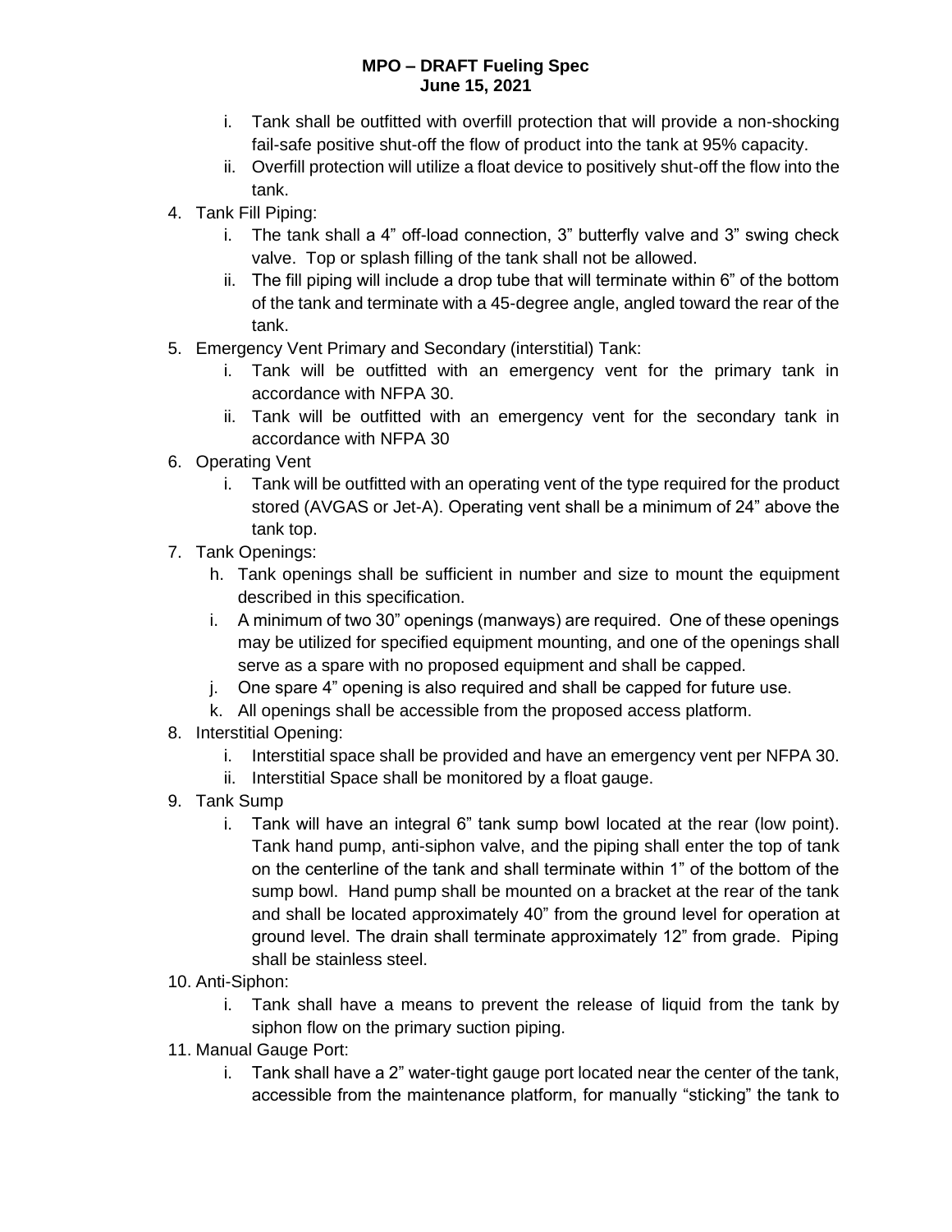i. Tank shall be outfitted with overfill protection that will provide a non-shocking fail-safe positive shut-off the flow of product into the tank at 95% capacity.
ii. Overfill protection will utilize a float device to positively shut-off the flow into the tank.

4. Tank Fill Piping:
   i. The tank shall a 4" off-load connection, 3" butterfly valve and 3" swing check valve. Top or splash filling of the tank shall not be allowed.
   ii. The fill piping will include a drop tube that will terminate within 6" of the bottom of the tank and terminate with a 45-degree angle, angled toward the rear of the tank.
5. Emergency Vent Primary and Secondary (interstitial) Tank:
   i. Tank will be outfitted with an emergency vent for the primary tank in accordance with NFPA 30.
   ii. Tank will be outfitted with an emergency vent for the secondary tank in accordance with NFPA 30
6. Operating Vent
   i. Tank will be outfitted with an operating vent of the type required for the product stored (AVGAS or Jet-A). Operating vent shall be a minimum of 24" above the tank top.
7. Tank Openings:
   h. Tank openings shall be sufficient in number and size to mount the equipment described in this specification.
   i. A minimum of two 30" openings (manways) are required. One of these openings may be utilized for specified equipment mounting, and one of the openings shall serve as a spare with no proposed equipment and shall be capped.
   j. One spare 4" opening is also required and shall be capped for future use.
   k. All openings shall be accessible from the proposed access platform.
8. Interstitial Opening:
   i. Interstitial space shall be provided and have an emergency vent per NFPA 30.
   ii. Interstitial Space shall be monitored by a float gauge.
9. Tank Sump
   i. Tank will have an integral 6" tank sump bowl located at the rear (low point). Tank hand pump, anti-siphon valve, and the piping shall enter the top of tank on the centerline of the tank and shall terminate within 1" of the bottom of the sump bowl. Hand pump shall be mounted on a bracket at the rear of the tank and shall be located approximately 40" from the ground level for operation at ground level. The drain shall terminate approximately 12" from grade. Piping shall be stainless steel.
10. Anti-Siphon:
    i. Tank shall have a means to prevent the release of liquid from the tank by siphon flow on the primary suction piping.
11. Manual Gauge Port:
    i. Tank shall have a 2" water-tight gauge port located near the center of the tank, accessible from the maintenance platform, for manually "sticking" the tank to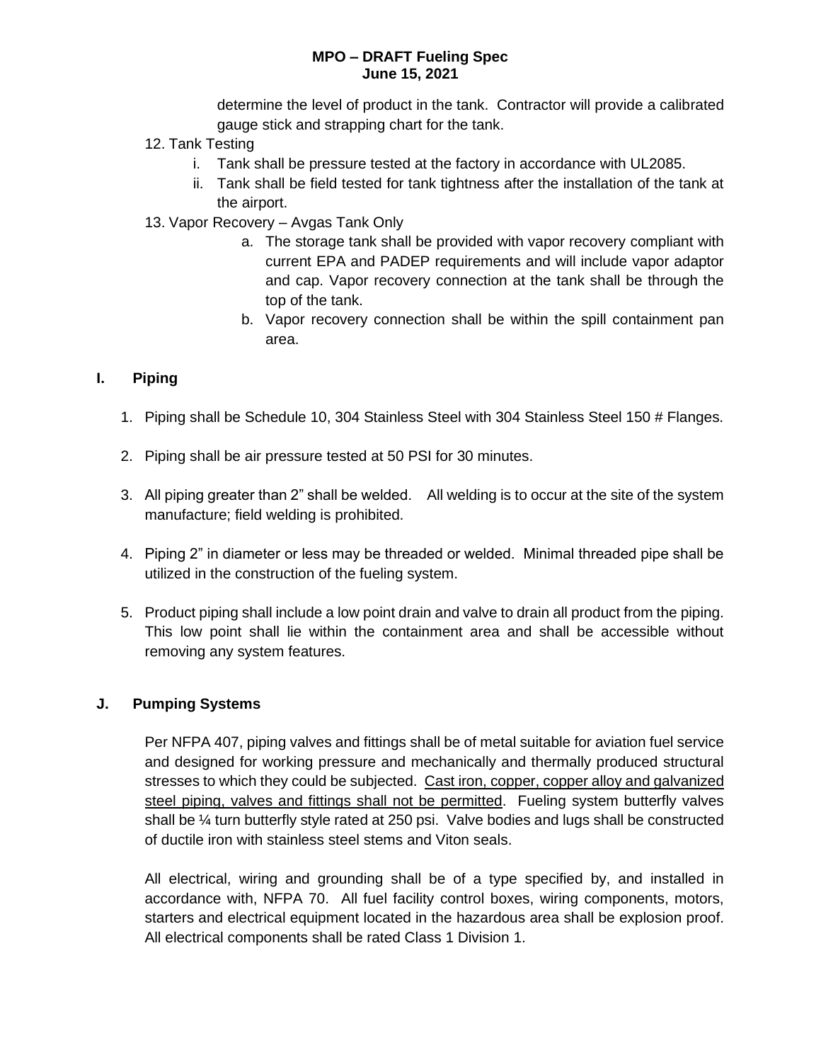determine the level of product in the tank. Contractor will provide a calibrated gauge stick and strapping chart for the tank.

12. Tank Testing
    i. Tank shall be pressure tested at the factory in accordance with UL2085.
    ii. Tank shall be field tested for tank tightness after the installation of the tank at the airport.
13. Vapor Recovery – Avgas Tank Only
    a. The storage tank shall be provided with vapor recovery compliant with current EPA and PADEP requirements and will include vapor adaptor and cap. Vapor recovery connection at the tank shall be through the top of the tank.
    b. Vapor recovery connection shall be within the spill containment pan area.

## I. Piping

1. Piping shall be Schedule 10, 304 Stainless Steel with 304 Stainless Steel 150 # Flanges.

2. Piping shall be air pressure tested at 50 PSI for 30 minutes.

3. All piping greater than 2" shall be welded. All welding is to occur at the site of the system manufacture; field welding is prohibited.

4. Piping 2" in diameter or less may be threaded or welded. Minimal threaded pipe shall be utilized in the construction of the fueling system.

5. Product piping shall include a low point drain and valve to drain all product from the piping. This low point shall lie within the containment area and shall be accessible without removing any system features.

## J. Pumping Systems

Per NFPA 407, piping valves and fittings shall be of metal suitable for aviation fuel service and designed for working pressure and mechanically and thermally produced structural stresses to which they could be subjected. Cast iron, copper, copper alloy and galvanized steel piping, valves and fittings shall not be permitted. Fueling system butterfly valves shall be ¼ turn butterfly style rated at 250 psi. Valve bodies and lugs shall be constructed of ductile iron with stainless steel stems and Viton seals.

All electrical, wiring and grounding shall be of a type specified by, and installed in accordance with, NFPA 70. All fuel facility control boxes, wiring components, motors, starters and electrical equipment located in the hazardous area shall be explosion proof. All electrical components shall be rated Class 1 Division 1.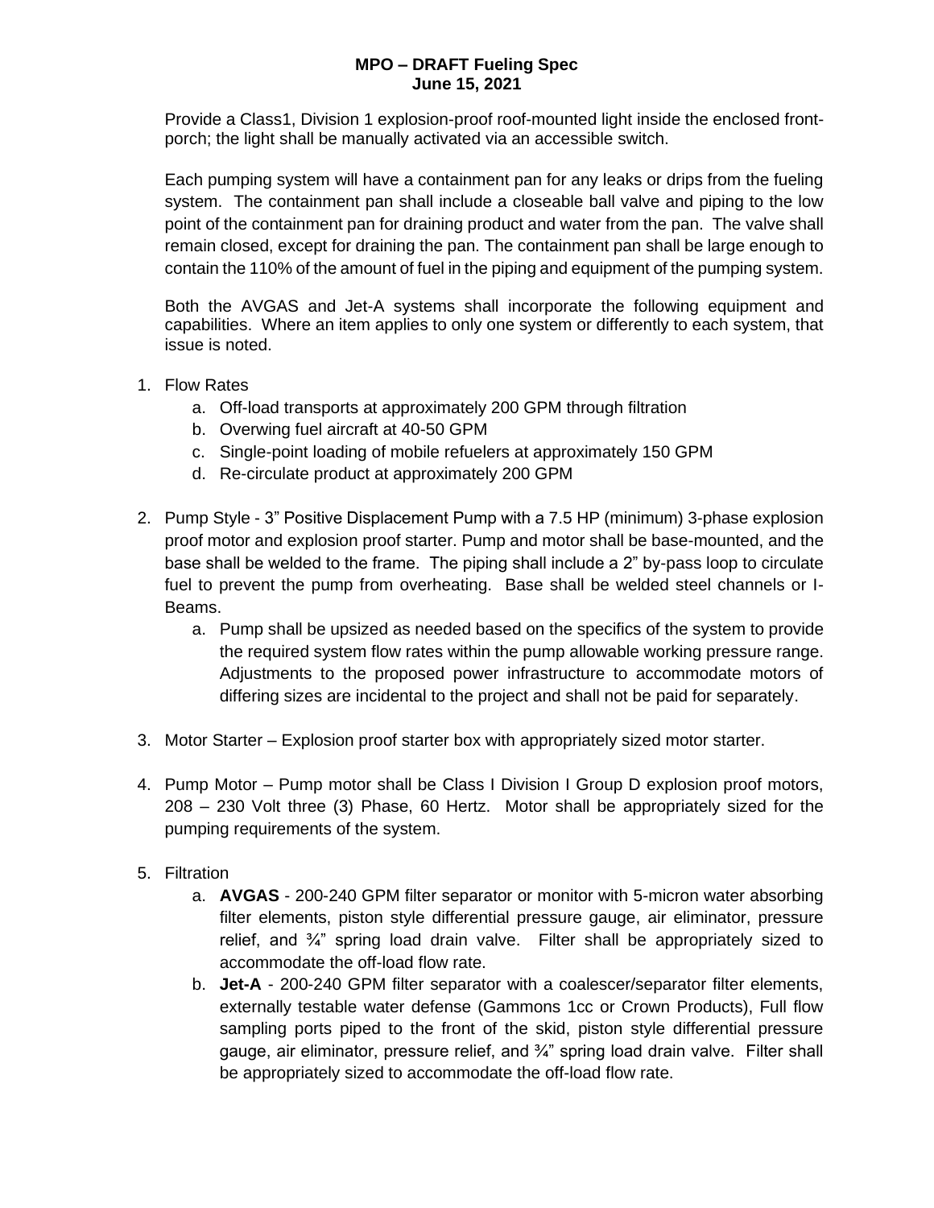Provide a Class1, Division 1 explosion-proof roof-mounted light inside the enclosed front-porch; the light shall be manually activated via an accessible switch.

Each pumping system will have a containment pan for any leaks or drips from the fueling system. The containment pan shall include a closeable ball valve and piping to the low point of the containment pan for draining product and water from the pan. The valve shall remain closed, except for draining the pan. The containment pan shall be large enough to contain the 110% of the amount of fuel in the piping and equipment of the pumping system.

Both the AVGAS and Jet-A systems shall incorporate the following equipment and capabilities. Where an item applies to only one system or differently to each system, that issue is noted.

1. Flow Rates
   a. Off-load transports at approximately 200 GPM through filtration
   b. Overwing fuel aircraft at 40-50 GPM
   c. Single-point loading of mobile refuelers at approximately 150 GPM
   d. Re-circulate product at approximately 200 GPM

2. Pump Style - 3" Positive Displacement Pump with a 7.5 HP (minimum) 3-phase explosion proof motor and explosion proof starter. Pump and motor shall be base-mounted, and the base shall be welded to the frame. The piping shall include a 2" by-pass loop to circulate fuel to prevent the pump from overheating. Base shall be welded steel channels or I-Beams.
   a. Pump shall be upsized as needed based on the specifics of the system to provide the required system flow rates within the pump allowable working pressure range. Adjustments to the proposed power infrastructure to accommodate motors of differing sizes are incidental to the project and shall not be paid for separately.

3. Motor Starter – Explosion proof starter box with appropriately sized motor starter.

4. Pump Motor – Pump motor shall be Class I Division I Group D explosion proof motors, 208 – 230 Volt three (3) Phase, 60 Hertz. Motor shall be appropriately sized for the pumping requirements of the system.

5. Filtration
   a. **AVGAS** - 200-240 GPM filter separator or monitor with 5-micron water absorbing filter elements, piston style differential pressure gauge, air eliminator, pressure relief, and ¾" spring load drain valve. Filter shall be appropriately sized to accommodate the off-load flow rate.
   b. **Jet-A** - 200-240 GPM filter separator with a coalescer/separator filter elements, externally testable water defense (Gammons 1cc or Crown Products), Full flow sampling ports piped to the front of the skid, piston style differential pressure gauge, air eliminator, pressure relief, and ¾" spring load drain valve. Filter shall be appropriately sized to accommodate the off-load flow rate.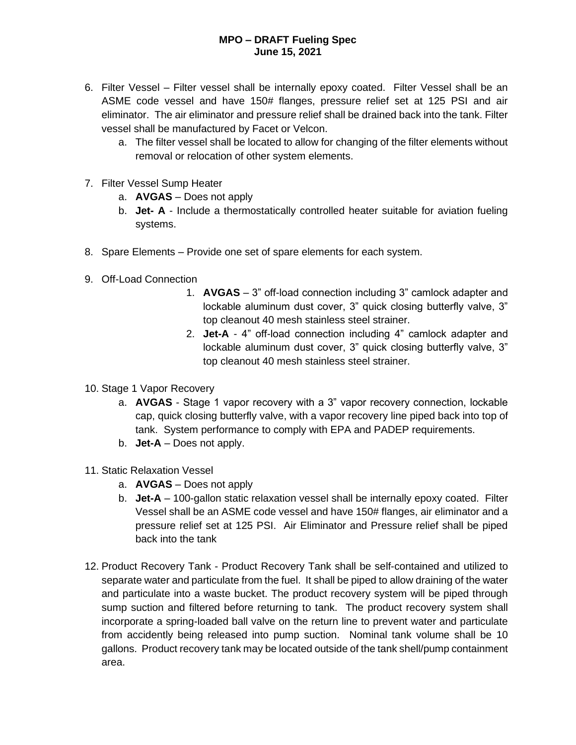6. Filter Vessel – Filter vessel shall be internally epoxy coated. Filter Vessel shall be an ASME code vessel and have 150# flanges, pressure relief set at 125 PSI and air eliminator. The air eliminator and pressure relief shall be drained back into the tank. Filter vessel shall be manufactured by Facet or Velcon.
   a. The filter vessel shall be located to allow for changing of the filter elements without removal or relocation of other system elements.

7. Filter Vessel Sump Heater
   a. **AVGAS** – Does not apply
   b. **Jet- A** - Include a thermostatically controlled heater suitable for aviation fueling systems.

8. Spare Elements – Provide one set of spare elements for each system.

9. Off-Load Connection
   1. **AVGAS** – 3" off-load connection including 3" camlock adapter and lockable aluminum dust cover, 3" quick closing butterfly valve, 3" top cleanout 40 mesh stainless steel strainer.
   2. **Jet-A** - 4" off-load connection including 4" camlock adapter and lockable aluminum dust cover, 3" quick closing butterfly valve, 3" top cleanout 40 mesh stainless steel strainer.

10. Stage 1 Vapor Recovery
    a. **AVGAS** - Stage 1 vapor recovery with a 3" vapor recovery connection, lockable cap, quick closing butterfly valve, with a vapor recovery line piped back into top of tank. System performance to comply with EPA and PADEP requirements.
    b. **Jet-A** – Does not apply.

11. Static Relaxation Vessel
    a. **AVGAS** – Does not apply
    b. **Jet-A** – 100-gallon static relaxation vessel shall be internally epoxy coated. Filter Vessel shall be an ASME code vessel and have 150# flanges, air eliminator and a pressure relief set at 125 PSI. Air Eliminator and Pressure relief shall be piped back into the tank

12. Product Recovery Tank - Product Recovery Tank shall be self-contained and utilized to separate water and particulate from the fuel. It shall be piped to allow draining of the water and particulate into a waste bucket. The product recovery system will be piped through sump suction and filtered before returning to tank. The product recovery system shall incorporate a spring-loaded ball valve on the return line to prevent water and particulate from accidently being released into pump suction. Nominal tank volume shall be 10 gallons. Product recovery tank may be located outside of the tank shell/pump containment area.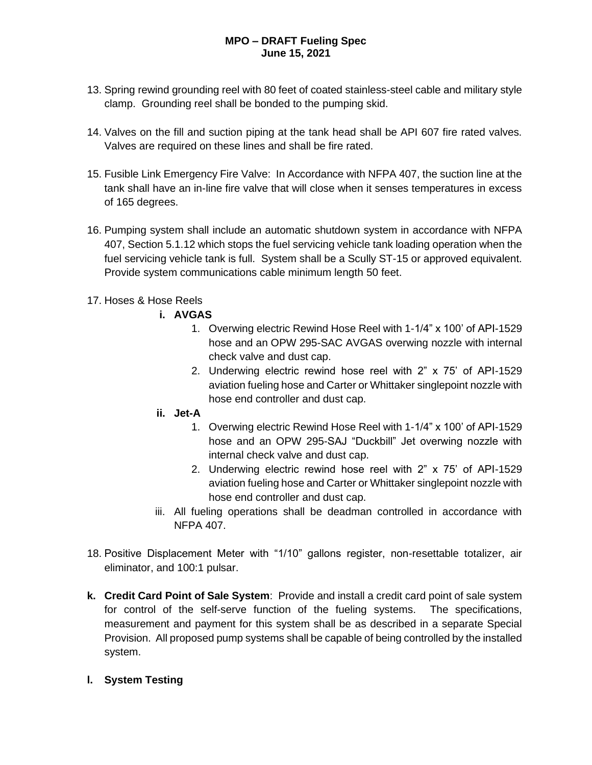13. Spring rewind grounding reel with 80 feet of coated stainless-steel cable and military style clamp. Grounding reel shall be bonded to the pumping skid.

14. Valves on the fill and suction piping at the tank head shall be API 607 fire rated valves. Valves are required on these lines and shall be fire rated.

15. Fusible Link Emergency Fire Valve: In Accordance with NFPA 407, the suction line at the tank shall have an in-line fire valve that will close when it senses temperatures in excess of 165 degrees.

16. Pumping system shall include an automatic shutdown system in accordance with NFPA 407, Section 5.1.12 which stops the fuel servicing vehicle tank loading operation when the fuel servicing vehicle tank is full. System shall be a Scully ST-15 or approved equivalent. Provide system communications cable minimum length 50 feet.

17. Hoses & Hose Reels
    - **i. AVGAS**
        1. Overwing electric Rewind Hose Reel with 1-1/4" x 100' of API-1529 hose and an OPW 295-SAC AVGAS overwing nozzle with internal check valve and dust cap.
        2. Underwing electric rewind hose reel with 2" x 75' of API-1529 aviation fueling hose and Carter or Whittaker singlepoint nozzle with hose end controller and dust cap.
    - **ii. Jet-A**
        1. Overwing electric Rewind Hose Reel with 1-1/4" x 100' of API-1529 hose and an OPW 295-SAJ "Duckbill" Jet overwing nozzle with internal check valve and dust cap.
        2. Underwing electric rewind hose reel with 2" x 75' of API-1529 aviation fueling hose and Carter or Whittaker singlepoint nozzle with hose end controller and dust cap.
    - iii. All fueling operations shall be deadman controlled in accordance with NFPA 407.

18. Positive Displacement Meter with "1/10" gallons register, non-resettable totalizer, air eliminator, and 100:1 pulsar.

**k. Credit Card Point of Sale System**: Provide and install a credit card point of sale system for control of the self-serve function of the fueling systems. The specifications, measurement and payment for this system shall be as described in a separate Special Provision. All proposed pump systems shall be capable of being controlled by the installed system.

**l. System Testing**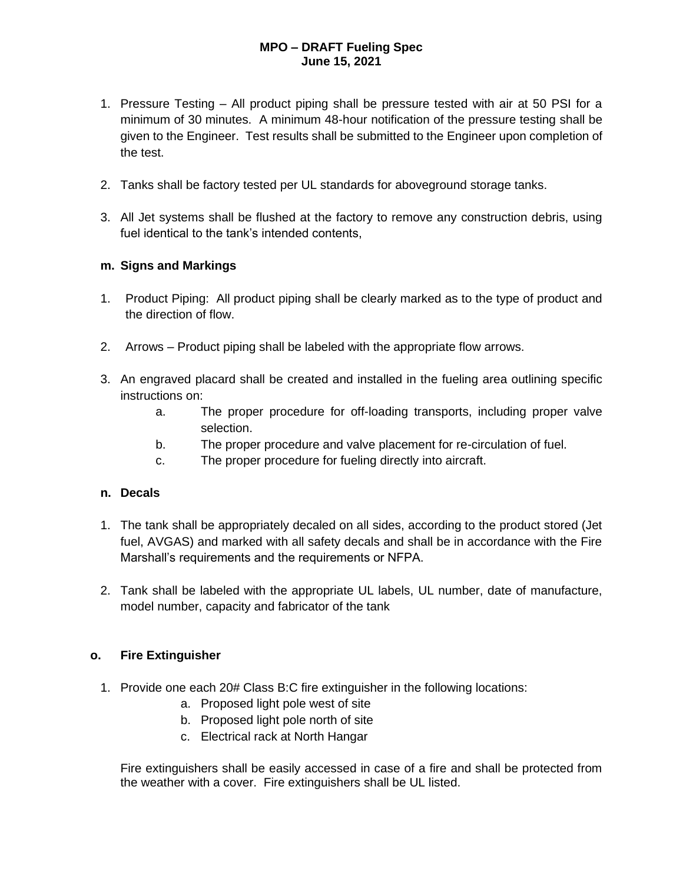1. Pressure Testing – All product piping shall be pressure tested with air at 50 PSI for a minimum of 30 minutes. A minimum 48-hour notification of the pressure testing shall be given to the Engineer. Test results shall be submitted to the Engineer upon completion of the test.

2. Tanks shall be factory tested per UL standards for aboveground storage tanks.

3. All Jet systems shall be flushed at the factory to remove any construction debris, using fuel identical to the tank's intended contents,

**m. Signs and Markings**

1. Product Piping: All product piping shall be clearly marked as to the type of product and the direction of flow.

2. Arrows – Product piping shall be labeled with the appropriate flow arrows.

3. An engraved placard shall be created and installed in the fueling area outlining specific instructions on:
   a. The proper procedure for off-loading transports, including proper valve selection.
   b. The proper procedure and valve placement for re-circulation of fuel.
   c. The proper procedure for fueling directly into aircraft.

**n. Decals**

1. The tank shall be appropriately decaled on all sides, according to the product stored (Jet fuel, AVGAS) and marked with all safety decals and shall be in accordance with the Fire Marshall's requirements and the requirements or NFPA.

2. Tank shall be labeled with the appropriate UL labels, UL number, date of manufacture, model number, capacity and fabricator of the tank

**o. Fire Extinguisher**

1. Provide one each 20# Class B:C fire extinguisher in the following locations:
   a. Proposed light pole west of site
   b. Proposed light pole north of site
   c. Electrical rack at North Hangar

   Fire extinguishers shall be easily accessed in case of a fire and shall be protected from the weather with a cover. Fire extinguishers shall be UL listed.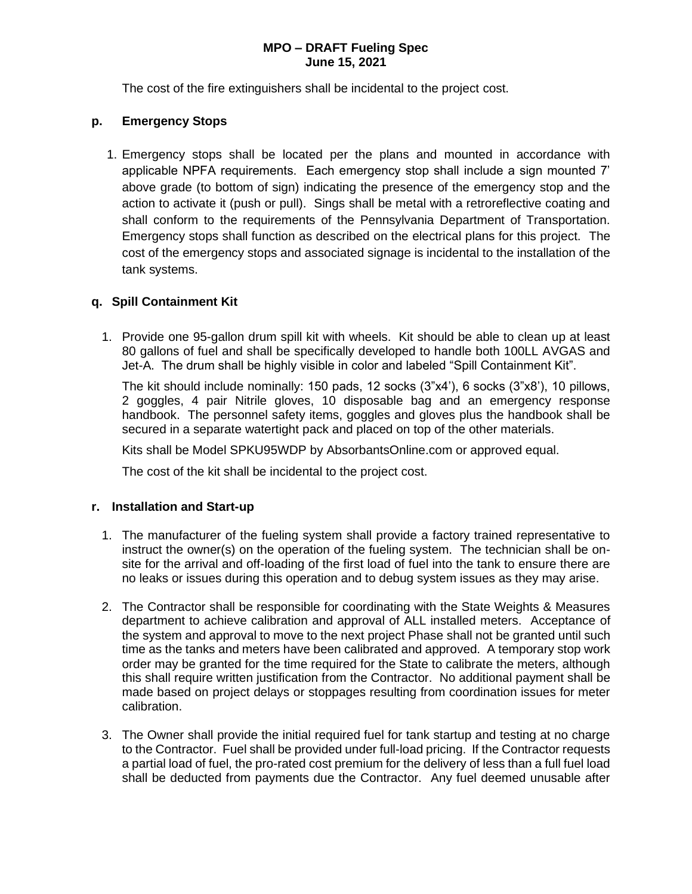The cost of the fire extinguishers shall be incidental to the project cost.

### p. Emergency Stops

1. Emergency stops shall be located per the plans and mounted in accordance with applicable NPFA requirements. Each emergency stop shall include a sign mounted 7' above grade (to bottom of sign) indicating the presence of the emergency stop and the action to activate it (push or pull). Sings shall be metal with a retroreflective coating and shall conform to the requirements of the Pennsylvania Department of Transportation. Emergency stops shall function as described on the electrical plans for this project. The cost of the emergency stops and associated signage is incidental to the installation of the tank systems.

### q. Spill Containment Kit

1. Provide one 95-gallon drum spill kit with wheels. Kit should be able to clean up at least 80 gallons of fuel and shall be specifically developed to handle both 100LL AVGAS and Jet-A. The drum shall be highly visible in color and labeled "Spill Containment Kit".

   The kit should include nominally: 150 pads, 12 socks (3"x4'), 6 socks (3"x8'), 10 pillows, 2 goggles, 4 pair Nitrile gloves, 10 disposable bag and an emergency response handbook. The personnel safety items, goggles and gloves plus the handbook shall be secured in a separate watertight pack and placed on top of the other materials.

   Kits shall be Model SPKU95WDP by AbsorbantsOnline.com or approved equal.

   The cost of the kit shall be incidental to the project cost.

### r. Installation and Start-up

1. The manufacturer of the fueling system shall provide a factory trained representative to instruct the owner(s) on the operation of the fueling system. The technician shall be on-site for the arrival and off-loading of the first load of fuel into the tank to ensure there are no leaks or issues during this operation and to debug system issues as they may arise.

2. The Contractor shall be responsible for coordinating with the State Weights & Measures department to achieve calibration and approval of ALL installed meters. Acceptance of the system and approval to move to the next project Phase shall not be granted until such time as the tanks and meters have been calibrated and approved. A temporary stop work order may be granted for the time required for the State to calibrate the meters, although this shall require written justification from the Contractor. No additional payment shall be made based on project delays or stoppages resulting from coordination issues for meter calibration.

3. The Owner shall provide the initial required fuel for tank startup and testing at no charge to the Contractor. Fuel shall be provided under full-load pricing. If the Contractor requests a partial load of fuel, the pro-rated cost premium for the delivery of less than a full fuel load shall be deducted from payments due the Contractor. Any fuel deemed unusable after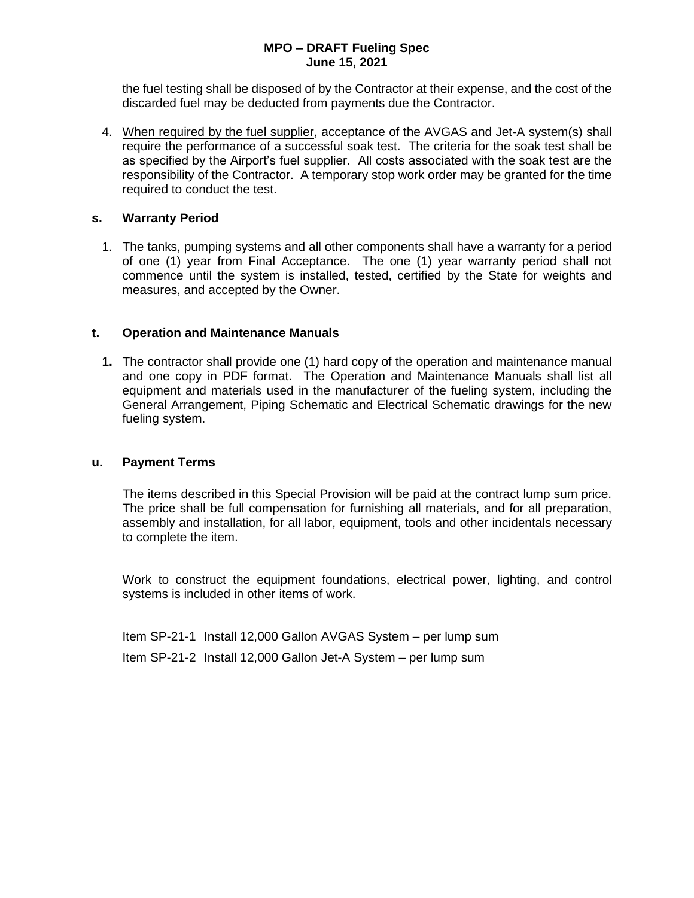the fuel testing shall be disposed of by the Contractor at their expense, and the cost of the discarded fuel may be deducted from payments due the Contractor.

4. When required by the fuel supplier, acceptance of the AVGAS and Jet-A system(s) shall require the performance of a successful soak test. The criteria for the soak test shall be as specified by the Airport's fuel supplier. All costs associated with the soak test are the responsibility of the Contractor. A temporary stop work order may be granted for the time required to conduct the test.

**s. Warranty Period**

1. The tanks, pumping systems and all other components shall have a warranty for a period of one (1) year from Final Acceptance. The one (1) year warranty period shall not commence until the system is installed, tested, certified by the State for weights and measures, and accepted by the Owner.

**t. Operation and Maintenance Manuals**

1. The contractor shall provide one (1) hard copy of the operation and maintenance manual and one copy in PDF format. The Operation and Maintenance Manuals shall list all equipment and materials used in the manufacturer of the fueling system, including the General Arrangement, Piping Schematic and Electrical Schematic drawings for the new fueling system.

**u. Payment Terms**

The items described in this Special Provision will be paid at the contract lump sum price. The price shall be full compensation for furnishing all materials, and for all preparation, assembly and installation, for all labor, equipment, tools and other incidentals necessary to complete the item.

Work to construct the equipment foundations, electrical power, lighting, and control systems is included in other items of work.

Item SP-21-1 Install 12,000 Gallon AVGAS System – per lump sum

Item SP-21-2 Install 12,000 Gallon Jet-A System – per lump sum